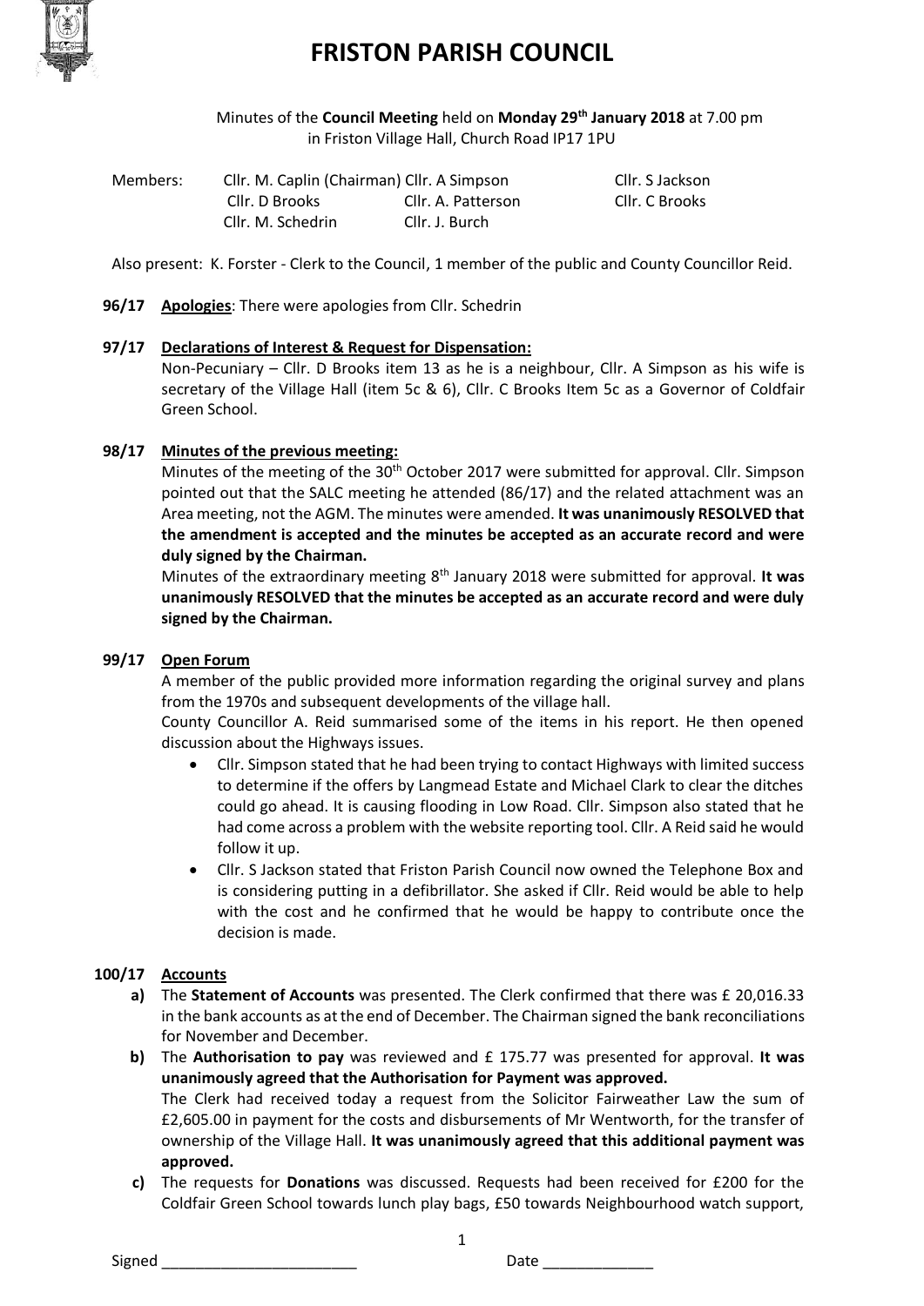# FRISTON PARISH COUNCIL

Minutes of the **Council Meeting** held on **Monday 29th January 2018** at 7.00 pm in Friston Village Hall, Church Road IP17 1PU

| Members: | Cllr. M. Caplin (Chairman) | Cllr. A Simpson | Cllr. S Jackson |
|---|---|---|---|
| | Cllr. D Brooks | Cllr. A. Patterson | Cllr. C Brooks |
| | Cllr. M. Schedrin | Cllr. J. Burch | |

Also present: K. Forster - Clerk to the Council, 1 member of the public and County Councillor Reid.

**96/17** **Apologies**: There were apologies from Cllr. Schedrin

**97/17** **Declarations of Interest & Request for Dispensation:**

Non-Pecuniary – Cllr. D Brooks item 13 as he is a neighbour, Cllr. A Simpson as his wife is secretary of the Village Hall (item 5c & 6), Cllr. C Brooks Item 5c as a Governor of Coldfair Green School.

**98/17** **Minutes of the previous meeting:**

Minutes of the meeting of the 30th October 2017 were submitted for approval. Cllr. Simpson pointed out that the SALC meeting he attended (86/17) and the related attachment was an Area meeting, not the AGM. The minutes were amended. **It was unanimously RESOLVED that the amendment is accepted and the minutes be accepted as an accurate record and were duly signed by the Chairman.**

Minutes of the extraordinary meeting 8th January 2018 were submitted for approval. **It was unanimously RESOLVED that the minutes be accepted as an accurate record and were duly signed by the Chairman.**

**99/17** **Open Forum**

A member of the public provided more information regarding the original survey and plans from the 1970s and subsequent developments of the village hall.

County Councillor A. Reid summarised some of the items in his report. He then opened discussion about the Highways issues.

- Cllr. Simpson stated that he had been trying to contact Highways with limited success to determine if the offers by Langmead Estate and Michael Clark to clear the ditches could go ahead. It is causing flooding in Low Road. Cllr. Simpson also stated that he had come across a problem with the website reporting tool. Cllr. A Reid said he would follow it up.
- Cllr. S Jackson stated that Friston Parish Council now owned the Telephone Box and is considering putting in a defibrillator. She asked if Cllr. Reid would be able to help with the cost and he confirmed that he would be happy to contribute once the decision is made.

**100/17** **Accounts**

**a)** The **Statement of Accounts** was presented. The Clerk confirmed that there was £ 20,016.33 in the bank accounts as at the end of December. The Chairman signed the bank reconciliations for November and December.

**b)** The **Authorisation to pay** was reviewed and £ 175.77 was presented for approval. **It was unanimously agreed that the Authorisation for Payment was approved.**

The Clerk had received today a request from the Solicitor Fairweather Law the sum of £2,605.00 in payment for the costs and disbursements of Mr Wentworth, for the transfer of ownership of the Village Hall. **It was unanimously agreed that this additional payment was approved.**

**c)** The requests for **Donations** was discussed. Requests had been received for £200 for the Coldfair Green School towards lunch play bags, £50 towards Neighbourhood watch support,

Signed ______________________ Date _____________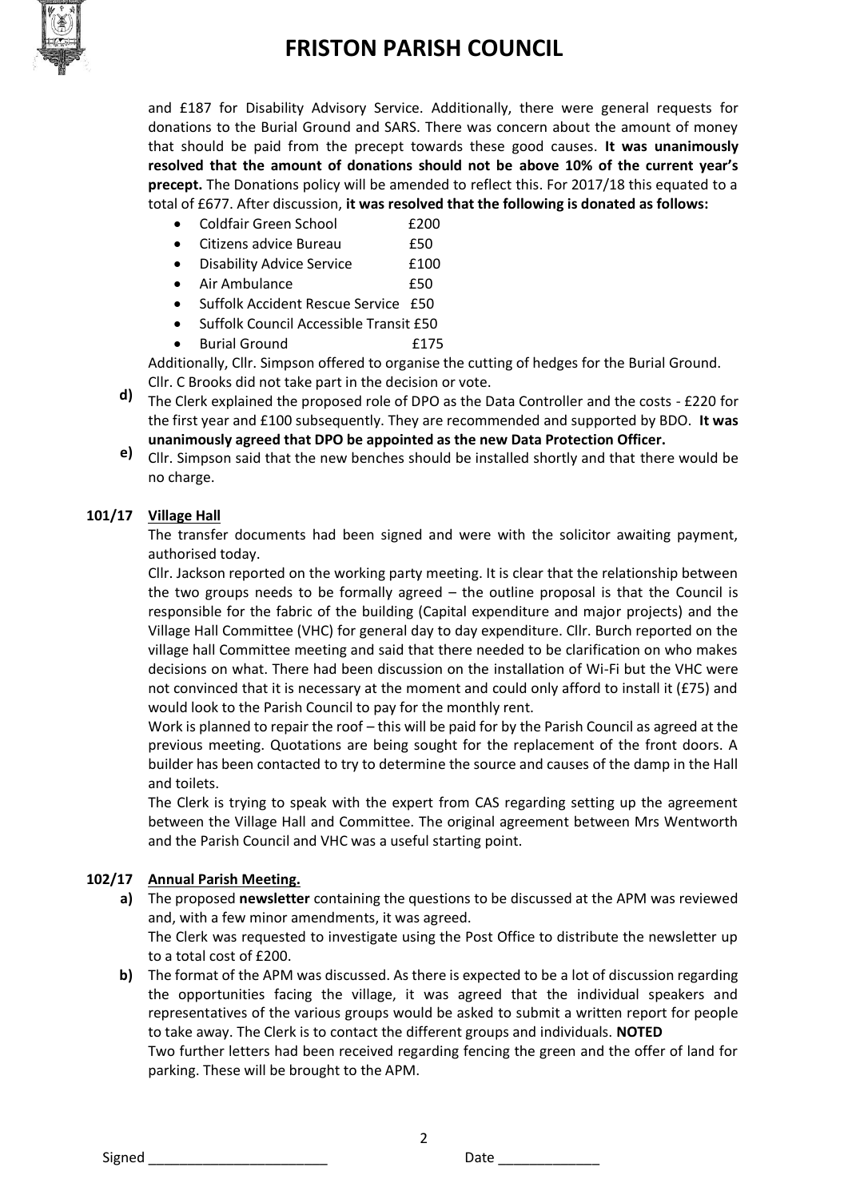and £187 for Disability Advisory Service. Additionally, there were general requests for donations to the Burial Ground and SARS. There was concern about the amount of money that should be paid from the precept towards these good causes. **It was unanimously resolved that the amount of donations should not be above 10% of the current year's precept.** The Donations policy will be amended to reflect this. For 2017/18 this equated to a total of £677. After discussion, **it was resolved that the following is donated as follows:**

- Coldfair Green School £200
- Citizens advice Bureau £50
- Disability Advice Service £100
- Air Ambulance £50
- Suffolk Accident Rescue Service £50
- Suffolk Council Accessible Transit £50
- Burial Ground £175

Additionally, Cllr. Simpson offered to organise the cutting of hedges for the Burial Ground. Cllr. C Brooks did not take part in the decision or vote.

**d)** The Clerk explained the proposed role of DPO as the Data Controller and the costs - £220 for the first year and £100 subsequently. They are recommended and supported by BDO. **It was unanimously agreed that DPO be appointed as the new Data Protection Officer.**

**e)** Cllr. Simpson said that the new benches should be installed shortly and that there would be no charge.

**101/17 Village Hall**

The transfer documents had been signed and were with the solicitor awaiting payment, authorised today.

Cllr. Jackson reported on the working party meeting. It is clear that the relationship between the two groups needs to be formally agreed – the outline proposal is that the Council is responsible for the fabric of the building (Capital expenditure and major projects) and the Village Hall Committee (VHC) for general day to day expenditure. Cllr. Burch reported on the village hall Committee meeting and said that there needed to be clarification on who makes decisions on what. There had been discussion on the installation of Wi-Fi but the VHC were not convinced that it is necessary at the moment and could only afford to install it (£75) and would look to the Parish Council to pay for the monthly rent.

Work is planned to repair the roof – this will be paid for by the Parish Council as agreed at the previous meeting. Quotations are being sought for the replacement of the front doors. A builder has been contacted to try to determine the source and causes of the damp in the Hall and toilets.

The Clerk is trying to speak with the expert from CAS regarding setting up the agreement between the Village Hall and Committee. The original agreement between Mrs Wentworth and the Parish Council and VHC was a useful starting point.

**102/17 Annual Parish Meeting.**

**a)** The proposed **newsletter** containing the questions to be discussed at the APM was reviewed and, with a few minor amendments, it was agreed.
The Clerk was requested to investigate using the Post Office to distribute the newsletter up to a total cost of £200.

**b)** The format of the APM was discussed. As there is expected to be a lot of discussion regarding the opportunities facing the village, it was agreed that the individual speakers and representatives of the various groups would be asked to submit a written report for people to take away. The Clerk is to contact the different groups and individuals. **NOTED**
Two further letters had been received regarding fencing the green and the offer of land for parking. These will be brought to the APM.

Signed ______________________ Date _____________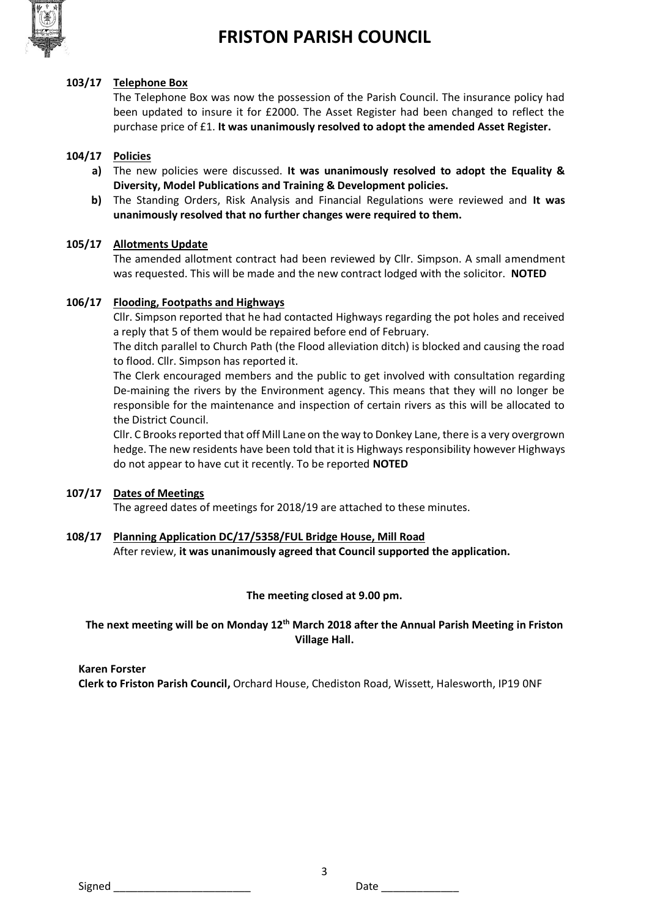### 103/17 Telephone Box

The Telephone Box was now the possession of the Parish Council. The insurance policy had been updated to insure it for £2000. The Asset Register had been changed to reflect the purchase price of £1. **It was unanimously resolved to adopt the amended Asset Register.**

### 104/17 Policies

**a)** The new policies were discussed. **It was unanimously resolved to adopt the Equality & Diversity, Model Publications and Training & Development policies.**

**b)** The Standing Orders, Risk Analysis and Financial Regulations were reviewed and **It was unanimously resolved that no further changes were required to them.**

### 105/17 Allotments Update

The amended allotment contract had been reviewed by Cllr. Simpson. A small amendment was requested. This will be made and the new contract lodged with the solicitor. **NOTED**

### 106/17 Flooding, Footpaths and Highways

Cllr. Simpson reported that he had contacted Highways regarding the pot holes and received a reply that 5 of them would be repaired before end of February.

The ditch parallel to Church Path (the Flood alleviation ditch) is blocked and causing the road to flood. Cllr. Simpson has reported it.

The Clerk encouraged members and the public to get involved with consultation regarding De-maining the rivers by the Environment agency. This means that they will no longer be responsible for the maintenance and inspection of certain rivers as this will be allocated to the District Council.

Cllr. C Brooks reported that off Mill Lane on the way to Donkey Lane, there is a very overgrown hedge. The new residents have been told that it is Highways responsibility however Highways do not appear to have cut it recently. To be reported **NOTED**

### 107/17 Dates of Meetings

The agreed dates of meetings for 2018/19 are attached to these minutes.

### 108/17 Planning Application DC/17/5358/FUL Bridge House, Mill Road

After review, **it was unanimously agreed that Council supported the application.**

**The meeting closed at 9.00 pm.**

**The next meeting will be on Monday 12th March 2018 after the Annual Parish Meeting in Friston Village Hall.**

**Karen Forster**
**Clerk to Friston Parish Council,** Orchard House, Chediston Road, Wissett, Halesworth, IP19 0NF

Signed _______________________ Date _____________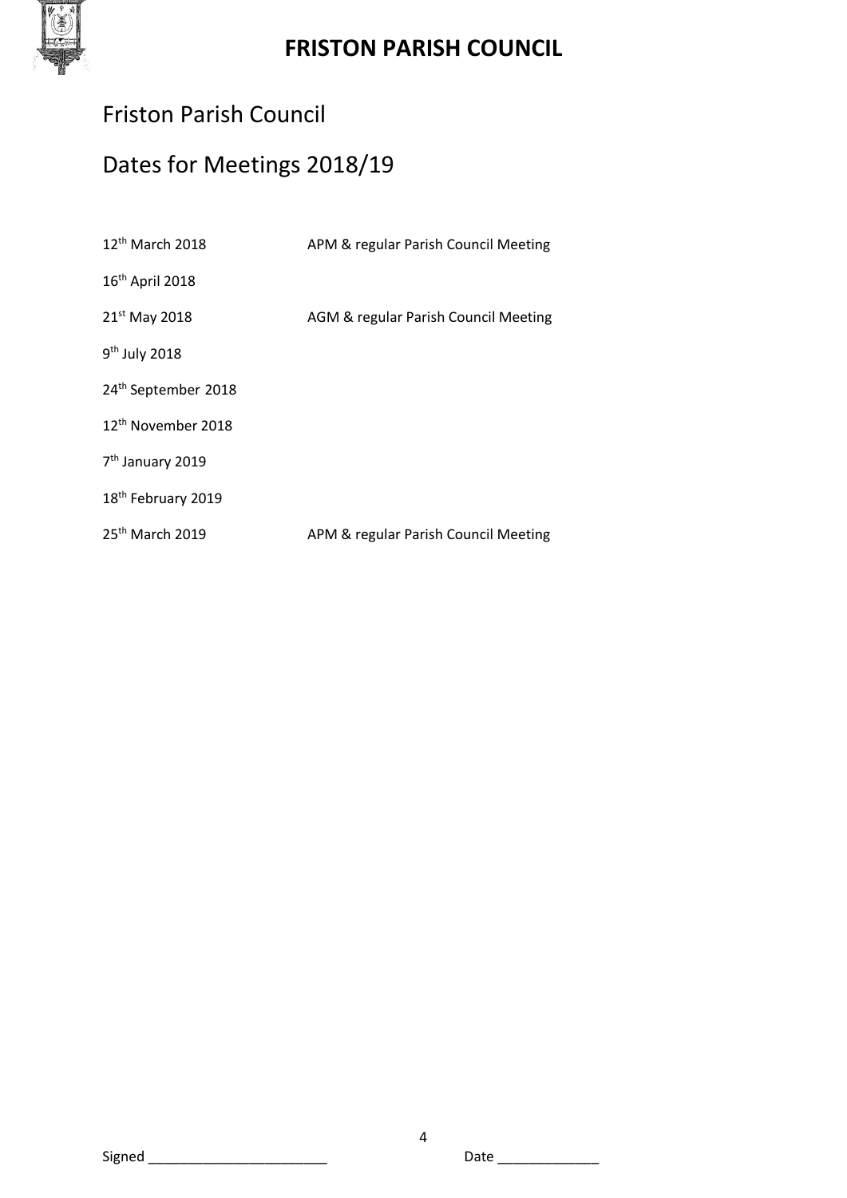# FRISTON PARISH COUNCIL

## Friston Parish Council

## Dates for Meetings 2018/19

| | |
|---|---|
| 12th March 2018 | APM & regular Parish Council Meeting |
| 16th April 2018 | |
| 21st May 2018 | AGM & regular Parish Council Meeting |
| 9th July 2018 | |
| 24th September 2018 | |
| 12th November 2018 | |
| 7th January 2019 | |
| 18th February 2019 | |
| 25th March 2019 | APM & regular Parish Council Meeting |

Signed _______________________ Date _____________